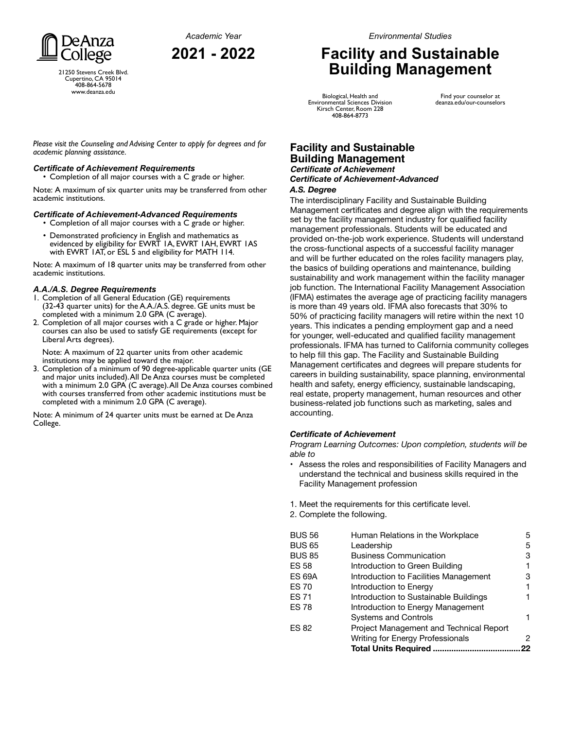De Anza College
21250 Stevens Creek Blvd.
Cupertino, CA 95014
408-864-5678
www.deanza.edu

*Academic Year*

# 2021 - 2022

*Environmental Studies*

# Facility and Sustainable Building Management

Biological, Health and Environmental Sciences Division
Kirsch Center, Room 228
408-864-8773

Find your counselor at deanza.edu/our-counselors

*Please visit the Counseling and Advising Center to apply for degrees and for academic planning assistance.*

### *Certificate of Achievement Requirements*

- Completion of all major courses with a C grade or higher.

Note: A maximum of six quarter units may be transferred from other academic institutions.

### *Certificate of Achievement-Advanced Requirements*

- Completion of all major courses with a C grade or higher.
- Demonstrated proficiency in English and mathematics as evidenced by eligibility for EWRT 1A, EWRT 1AH, EWRT 1AS with EWRT 1AT, or ESL 5 and eligibility for MATH 114.

Note: A maximum of 18 quarter units may be transferred from other academic institutions.

### *A.A./A.S. Degree Requirements*

1. Completion of all General Education (GE) requirements (32-43 quarter units) for the A.A./A.S. degree. GE units must be completed with a minimum 2.0 GPA (C average).
2. Completion of all major courses with a C grade or higher. Major courses can also be used to satisfy GE requirements (except for Liberal Arts degrees).

   Note: A maximum of 22 quarter units from other academic institutions may be applied toward the major.
3. Completion of a minimum of 90 degree-applicable quarter units (GE and major units included). All De Anza courses must be completed with a minimum 2.0 GPA (C average). All De Anza courses combined with courses transferred from other academic institutions must be completed with a minimum 2.0 GPA (C average).

Note: A minimum of 24 quarter units must be earned at De Anza College.

## Facility and Sustainable Building Management

***Certificate of Achievement***
***Certificate of Achievement-Advanced***
***A.S. Degree***

The interdisciplinary Facility and Sustainable Building Management certificates and degree align with the requirements set by the facility management industry for qualified facility management professionals. Students will be educated and provided on-the-job work experience. Students will understand the cross-functional aspects of a successful facility manager and will be further educated on the roles facility managers play, the basics of building operations and maintenance, building sustainability and work management within the facility manager job function. The International Facility Management Association (IFMA) estimates the average age of practicing facility managers is more than 49 years old. IFMA also forecasts that 30% to 50% of practicing facility managers will retire within the next 10 years. This indicates a pending employment gap and a need for younger, well-educated and qualified facility management professionals. IFMA has turned to California community colleges to help fill this gap. The Facility and Sustainable Building Management certificates and degrees will prepare students for careers in building sustainability, space planning, environmental health and safety, energy efficiency, sustainable landscaping, real estate, property management, human resources and other business-related job functions such as marketing, sales and accounting.

### *Certificate of Achievement*

*Program Learning Outcomes: Upon completion, students will be able to*

- Assess the roles and responsibilities of Facility Managers and understand the technical and business skills required in the Facility Management profession

1. Meet the requirements for this certificate level.
2. Complete the following.

| Course | Title | Units |
|---|---|---|
| BUS 56 | Human Relations in the Workplace | 5 |
| BUS 65 | Leadership | 5 |
| BUS 85 | Business Communication | 3 |
| ES 58 | Introduction to Green Building | 1 |
| ES 69A | Introduction to Facilities Management | 3 |
| ES 70 | Introduction to Energy | 1 |
| ES 71 | Introduction to Sustainable Buildings | 1 |
| ES 78 | Introduction to Energy Management Systems and Controls | 1 |
| ES 82 | Project Management and Technical Report Writing for Energy Professionals | 2 |
| | **Total Units Required** | **22** |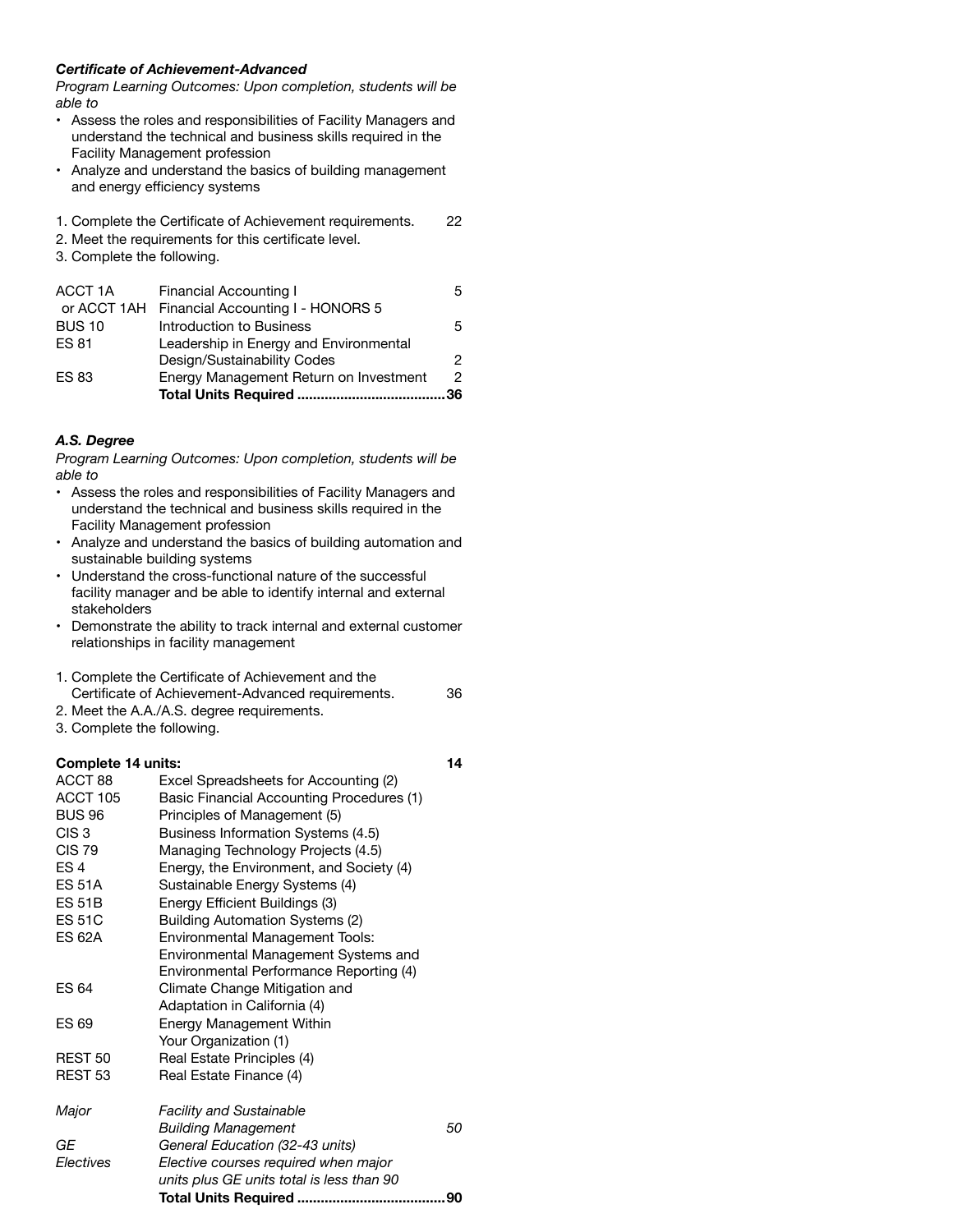***Certificate of Achievement-Advanced***

*Program Learning Outcomes: Upon completion, students will be able to*

- Assess the roles and responsibilities of Facility Managers and understand the technical and business skills required in the Facility Management profession
- Analyze and understand the basics of building management and energy efficiency systems

1. Complete the Certificate of Achievement requirements. 22
2. Meet the requirements for this certificate level.
3. Complete the following.

| | | |
|---|---|---|
| ACCT 1A | Financial Accounting I | 5 |
| or ACCT 1AH | Financial Accounting I - HONORS 5 | |
| BUS 10 | Introduction to Business | 5 |
| ES 81 | Leadership in Energy and Environmental Design/Sustainability Codes | 2 |
| ES 83 | Energy Management Return on Investment | 2 |
| | **Total Units Required** | **36** |

***A.S. Degree***

*Program Learning Outcomes: Upon completion, students will be able to*

- Assess the roles and responsibilities of Facility Managers and understand the technical and business skills required in the Facility Management profession
- Analyze and understand the basics of building automation and sustainable building systems
- Understand the cross-functional nature of the successful facility manager and be able to identify internal and external stakeholders
- Demonstrate the ability to track internal and external customer relationships in facility management

1. Complete the Certificate of Achievement and the Certificate of Achievement-Advanced requirements. 36
2. Meet the A.A./A.S. degree requirements.
3. Complete the following.

**Complete 14 units:** **14**

| | |
|---|---|
| ACCT 88 | Excel Spreadsheets for Accounting (2) |
| ACCT 105 | Basic Financial Accounting Procedures (1) |
| BUS 96 | Principles of Management (5) |
| CIS 3 | Business Information Systems (4.5) |
| CIS 79 | Managing Technology Projects (4.5) |
| ES 4 | Energy, the Environment, and Society (4) |
| ES 51A | Sustainable Energy Systems (4) |
| ES 51B | Energy Efficient Buildings (3) |
| ES 51C | Building Automation Systems (2) |
| ES 62A | Environmental Management Tools: Environmental Management Systems and Environmental Performance Reporting (4) |
| ES 64 | Climate Change Mitigation and Adaptation in California (4) |
| ES 69 | Energy Management Within Your Organization (1) |
| REST 50 | Real Estate Principles (4) |
| REST 53 | Real Estate Finance (4) |

| | | |
|---|---|---|
| *Major* | *Facility and Sustainable Building Management* | *50* |
| *GE* | *General Education (32-43 units)* | |
| *Electives* | *Elective courses required when major units plus GE units total is less than 90* | |
| | **Total Units Required** | **90** |